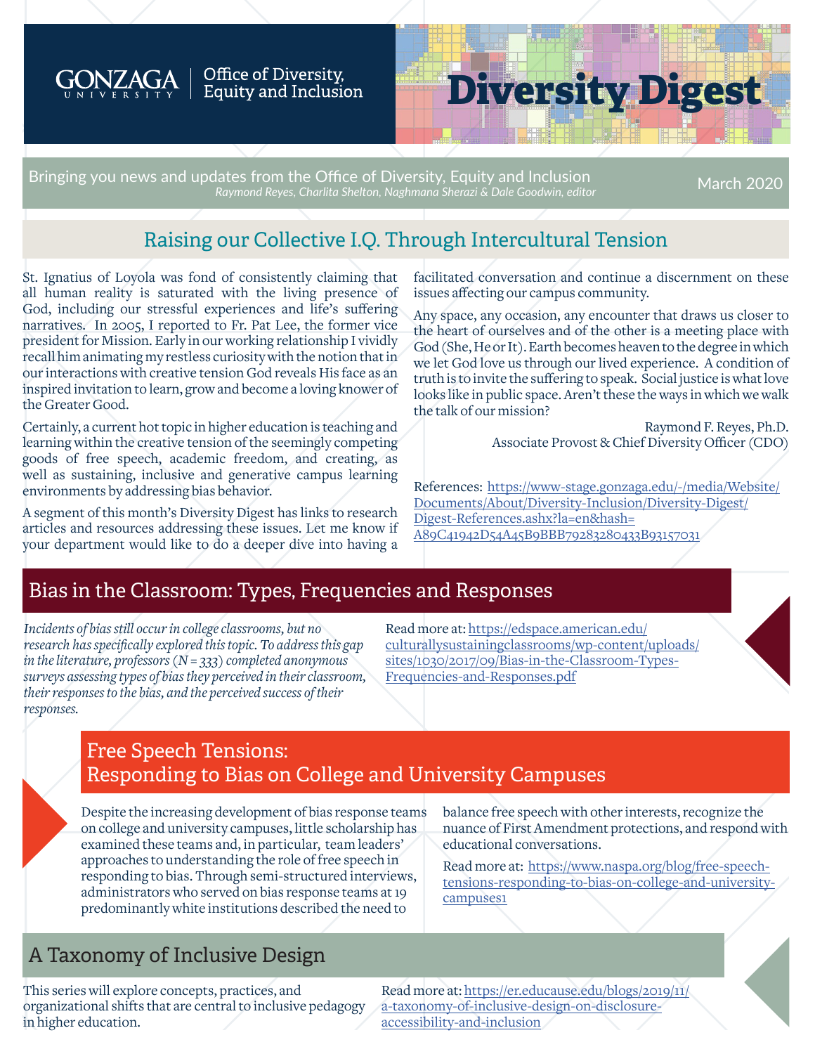GONZAGA UNIVERSITY | Office of Diversity, Equity and Inclusion

# Diversity Digest

Bringing you news and updates from the Office of Diversity, Equity and Inclusion
*Raymond Reyes, Charlita Shelton, Naghmana Sherazi & Dale Goodwin, editor*

March 2020

## Raising our Collective I.Q. Through Intercultural Tension

St. Ignatius of Loyola was fond of consistently claiming that all human reality is saturated with the living presence of God, including our stressful experiences and life's suffering narratives. In 2005, I reported to Fr. Pat Lee, the former vice president for Mission. Early in our working relationship I vividly recall him animating my restless curiosity with the notion that in our interactions with creative tension God reveals His face as an inspired invitation to learn, grow and become a loving knower of the Greater Good.

Certainly, a current hot topic in higher education is teaching and learning within the creative tension of the seemingly competing goods of free speech, academic freedom, and creating, as well as sustaining, inclusive and generative campus learning environments by addressing bias behavior.

A segment of this month's Diversity Digest has links to research articles and resources addressing these issues. Let me know if your department would like to do a deeper dive into having a facilitated conversation and continue a discernment on these issues affecting our campus community.

Any space, any occasion, any encounter that draws us closer to the heart of ourselves and of the other is a meeting place with God (She, He or It). Earth becomes heaven to the degree in which we let God love us through our lived experience. A condition of truth is to invite the suffering to speak. Social justice is what love looks like in public space. Aren't these the ways in which we walk the talk of our mission?

Raymond F. Reyes, Ph.D.
Associate Provost & Chief Diversity Officer (CDO)

References: https://www-stage.gonzaga.edu/-/media/Website/Documents/About/Diversity-Inclusion/Diversity-Digest/Digest-References.ashx?la=en&hash=A89C41942D54A45B9BBB79283280433B93157031

## Bias in the Classroom: Types, Frequencies and Responses

*Incidents of bias still occur in college classrooms, but no research has specifically explored this topic. To address this gap in the literature, professors (N = 333) completed anonymous surveys assessing types of bias they perceived in their classroom, their responses to the bias, and the perceived success of their responses.*

Read more at: https://edspace.american.edu/culturallysustainingclassrooms/wp-content/uploads/sites/1030/2017/09/Bias-in-the-Classroom-Types-Frequencies-and-Responses.pdf

## Free Speech Tensions: Responding to Bias on College and University Campuses

Despite the increasing development of bias response teams on college and university campuses, little scholarship has examined these teams and, in particular, team leaders' approaches to understanding the role of free speech in responding to bias. Through semi-structured interviews, administrators who served on bias response teams at 19 predominantly white institutions described the need to balance free speech with other interests, recognize the nuance of First Amendment protections, and respond with educational conversations.

Read more at: https://www.naspa.org/blog/free-speech-tensions-responding-to-bias-on-college-and-university-campuses1

## A Taxonomy of Inclusive Design

This series will explore concepts, practices, and organizational shifts that are central to inclusive pedagogy in higher education.

Read more at: https://er.educause.edu/blogs/2019/11/a-taxonomy-of-inclusive-design-on-disclosure-accessibility-and-inclusion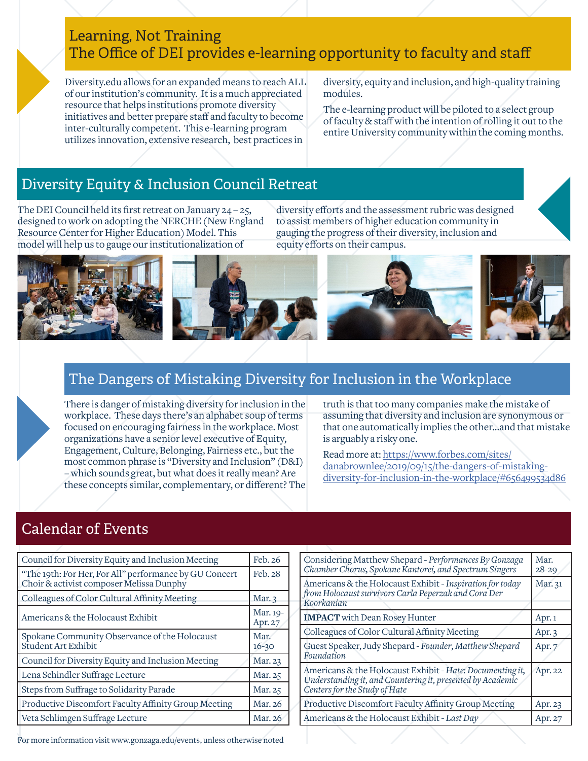## Learning, Not Training
## The Office of DEI provides e-learning opportunity to faculty and staff

Diversity.edu allows for an expanded means to reach ALL of our institution's community. It is a much appreciated resource that helps institutions promote diversity initiatives and better prepare staff and faculty to become inter-culturally competent. This e-learning program utilizes innovation, extensive research, best practices in diversity, equity and inclusion, and high-quality training modules.

The e-learning product will be piloted to a select group of faculty & staff with the intention of rolling it out to the entire University community within the coming months.

## Diversity Equity & Inclusion Council Retreat

The DEI Council held its first retreat on January 24 – 25, designed to work on adopting the NERCHE (New England Resource Center for Higher Education) Model. This model will help us to gauge our institutionalization of diversity efforts and the assessment rubric was designed to assist members of higher education community in gauging the progress of their diversity, inclusion and equity efforts on their campus.

## The Dangers of Mistaking Diversity for Inclusion in the Workplace

There is danger of mistaking diversity for inclusion in the workplace. These days there's an alphabet soup of terms focused on encouraging fairness in the workplace. Most organizations have a senior level executive of Equity, Engagement, Culture, Belonging, Fairness etc., but the most common phrase is "Diversity and Inclusion" (D&I) – which sounds great, but what does it really mean? Are these concepts similar, complementary, or different? The truth is that too many companies make the mistake of assuming that diversity and inclusion are synonymous or that one automatically implies the other...and that mistake is arguably a risky one.

Read more at: https://www.forbes.com/sites/danabrownlee/2019/09/15/the-dangers-of-mistaking-diversity-for-inclusion-in-the-workplace/#656499534d86

## Calendar of Events

| | |
|---|---|
| Council for Diversity Equity and Inclusion Meeting | Feb. 26 |
| "The 19th: For Her, For All" performance by GU Concert Choir & activist composer Melissa Dunphy | Feb. 28 |
| Colleagues of Color Cultural Affinity Meeting | Mar. 3 |
| Americans & the Holocaust Exhibit | Mar. 19-Apr. 27 |
| Spokane Community Observance of the Holocaust Student Art Exhibit | Mar. 16-30 |
| Council for Diversity Equity and Inclusion Meeting | Mar. 23 |
| Lena Schindler Suffrage Lecture | Mar. 25 |
| Steps from Suffrage to Solidarity Parade | Mar. 25 |
| Productive Discomfort Faculty Affinity Group Meeting | Mar. 26 |
| Veta Schlimgen Suffrage Lecture | Mar. 26 |
| Considering Matthew Shepard - *Performances By Gonzaga Chamber Chorus, Spokane Kantorei, and Spectrum Singers* | Mar. 28-29 |
| Americans & the Holocaust Exhibit - *Inspiration for today from Holocaust survivors Carla Peperzak and Cora Der Koorkanian* | Mar. 31 |
| **IMPACT** with Dean Rosey Hunter | Apr. 1 |
| Colleagues of Color Cultural Affinity Meeting | Apr. 3 |
| Guest Speaker, Judy Shepard - *Founder, Matthew Shepard Foundation* | Apr. 7 |
| Americans & the Holocaust Exhibit - *Hate: Documenting it, Understanding it, and Countering it, presented by Academic Centers for the Study of Hate* | Apr. 22 |
| Productive Discomfort Faculty Affinity Group Meeting | Apr. 23 |
| Americans & the Holocaust Exhibit - *Last Day* | Apr. 27 |

For more information visit www.gonzaga.edu/events, unless otherwise noted